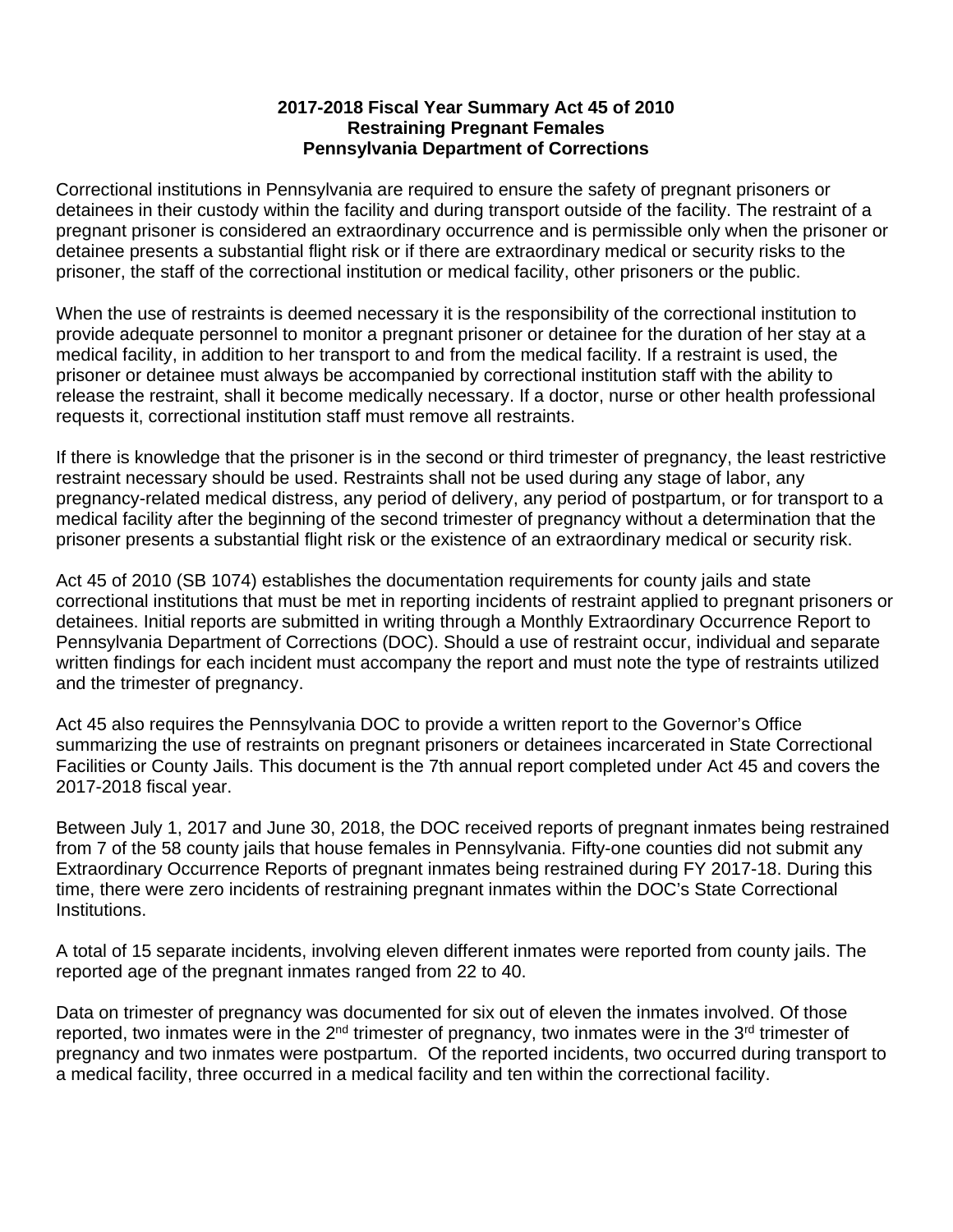# 2017-2018 Fiscal Year Summary Act 45 of 2010
## Restraining Pregnant Females
## Pennsylvania Department of Corrections

Correctional institutions in Pennsylvania are required to ensure the safety of pregnant prisoners or detainees in their custody within the facility and during transport outside of the facility. The restraint of a pregnant prisoner is considered an extraordinary occurrence and is permissible only when the prisoner or detainee presents a substantial flight risk or if there are extraordinary medical or security risks to the prisoner, the staff of the correctional institution or medical facility, other prisoners or the public.

When the use of restraints is deemed necessary it is the responsibility of the correctional institution to provide adequate personnel to monitor a pregnant prisoner or detainee for the duration of her stay at a medical facility, in addition to her transport to and from the medical facility. If a restraint is used, the prisoner or detainee must always be accompanied by correctional institution staff with the ability to release the restraint, shall it become medically necessary. If a doctor, nurse or other health professional requests it, correctional institution staff must remove all restraints.

If there is knowledge that the prisoner is in the second or third trimester of pregnancy, the least restrictive restraint necessary should be used. Restraints shall not be used during any stage of labor, any pregnancy-related medical distress, any period of delivery, any period of postpartum, or for transport to a medical facility after the beginning of the second trimester of pregnancy without a determination that the prisoner presents a substantial flight risk or the existence of an extraordinary medical or security risk.

Act 45 of 2010 (SB 1074) establishes the documentation requirements for county jails and state correctional institutions that must be met in reporting incidents of restraint applied to pregnant prisoners or detainees. Initial reports are submitted in writing through a Monthly Extraordinary Occurrence Report to Pennsylvania Department of Corrections (DOC). Should a use of restraint occur, individual and separate written findings for each incident must accompany the report and must note the type of restraints utilized and the trimester of pregnancy.

Act 45 also requires the Pennsylvania DOC to provide a written report to the Governor's Office summarizing the use of restraints on pregnant prisoners or detainees incarcerated in State Correctional Facilities or County Jails. This document is the 7th annual report completed under Act 45 and covers the 2017-2018 fiscal year.

Between July 1, 2017 and June 30, 2018, the DOC received reports of pregnant inmates being restrained from 7 of the 58 county jails that house females in Pennsylvania. Fifty-one counties did not submit any Extraordinary Occurrence Reports of pregnant inmates being restrained during FY 2017-18. During this time, there were zero incidents of restraining pregnant inmates within the DOC's State Correctional Institutions.

A total of 15 separate incidents, involving eleven different inmates were reported from county jails. The reported age of the pregnant inmates ranged from 22 to 40.

Data on trimester of pregnancy was documented for six out of eleven the inmates involved. Of those reported, two inmates were in the 2nd trimester of pregnancy, two inmates were in the 3rd trimester of pregnancy and two inmates were postpartum. Of the reported incidents, two occurred during transport to a medical facility, three occurred in a medical facility and ten within the correctional facility.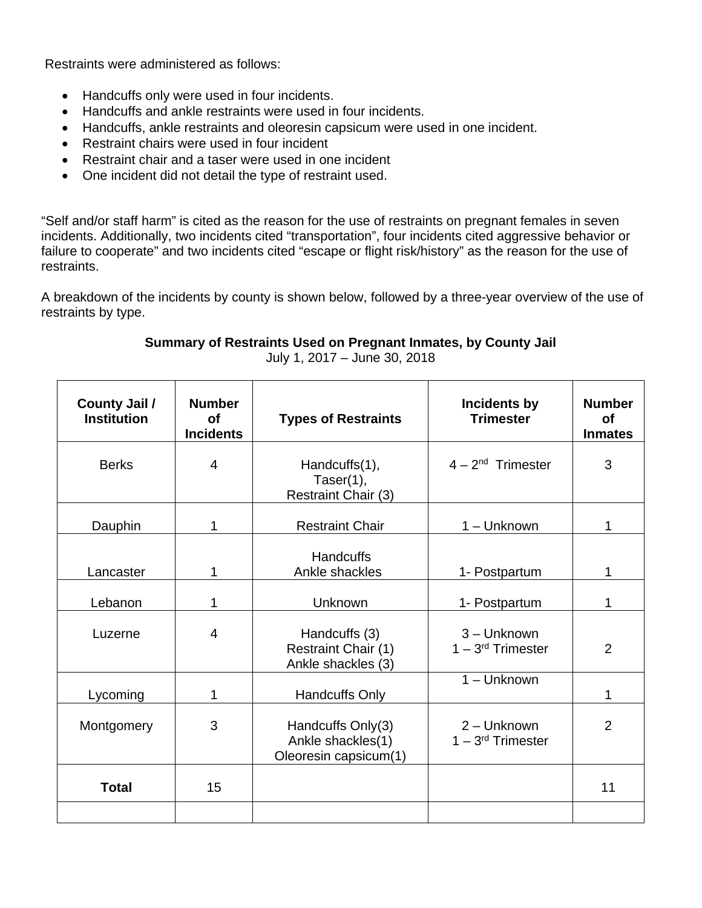Restraints were administered as follows:

- Handcuffs only were used in four incidents.
- Handcuffs and ankle restraints were used in four incidents.
- Handcuffs, ankle restraints and oleoresin capsicum were used in one incident.
- Restraint chairs were used in four incident
- Restraint chair and a taser were used in one incident
- One incident did not detail the type of restraint used.

"Self and/or staff harm" is cited as the reason for the use of restraints on pregnant females in seven incidents. Additionally, two incidents cited "transportation", four incidents cited aggressive behavior or failure to cooperate" and two incidents cited "escape or flight risk/history" as the reason for the use of restraints.

A breakdown of the incidents by county is shown below, followed by a three-year overview of the use of restraints by type.

**Summary of Restraints Used on Pregnant Inmates, by County Jail**

July 1, 2017 – June 30, 2018

| County Jail / Institution | Number of Incidents | Types of Restraints | Incidents by Trimester | Number of Inmates |
|---|---|---|---|---|
| Berks | 4 | Handcuffs(1), Taser(1), Restraint Chair (3) | 4 – 2nd Trimester | 3 |
| Dauphin | 1 | Restraint Chair | 1 – Unknown | 1 |
| Lancaster | 1 | Handcuffs Ankle shackles | 1- Postpartum | 1 |
| Lebanon | 1 | Unknown | 1- Postpartum | 1 |
| Luzerne | 4 | Handcuffs (3) Restraint Chair (1) Ankle shackles (3) | 3 – Unknown 1 – 3rd Trimester | 2 |
| Lycoming | 1 | Handcuffs Only | 1 – Unknown | 1 |
| Montgomery | 3 | Handcuffs Only(3) Ankle shackles(1) Oleoresin capsicum(1) | 2 – Unknown 1 – 3rd Trimester | 2 |
| **Total** | 15 | | | 11 |
| | | | | |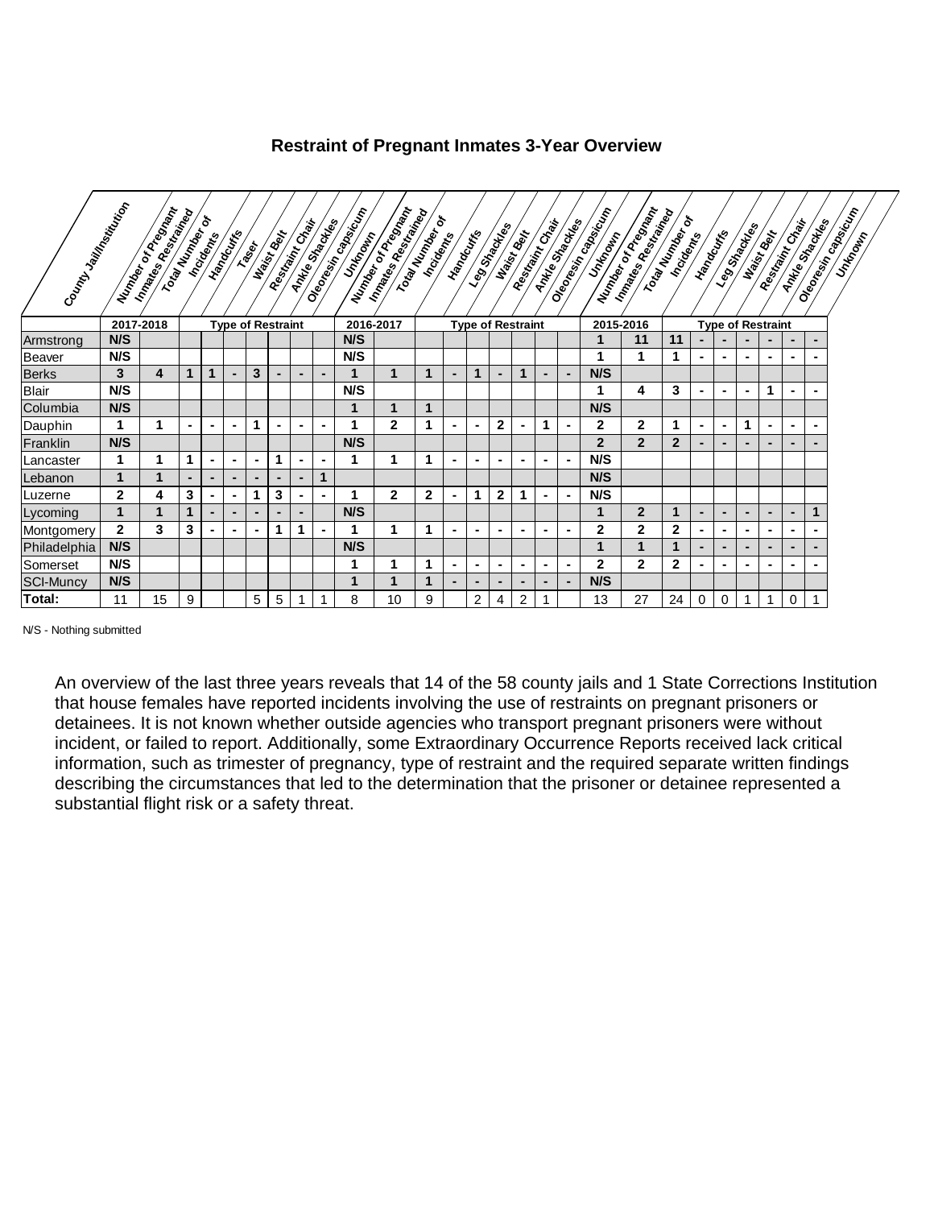# Restraint of Pregnant Inmates 3-Year Overview

| County Jail/Institution | Number of Pregnant Inmates Restrained | Total Number of Incidents | Handcuffs | Taser | Waist Belt | Restraint Chair | Ankle Shackles | Oleoresin capsicum | Unknown | Number of Pregnant Inmates Restrained | Total Number of Incidents | Handcuffs | Leg Shackles | Waist Belt | Restraint Chair | Ankle Shackles | Oleoresin capsicum | Unknown | Number of Pregnant Inmates Restrained | Total Number of Incidents | Handcuffs | Leg Shackles | Waist Belt | Restraint Chair | Ankle Shackles | Oleoresin capsicum | Unknown |
|---|---|---|---|---|---|---|---|---|---|---|---|---|---|---|---|---|---|---|---|---|---|---|---|---|---|---|---|
| | 2017-2018 | | Type of Restraint | | | | | | | 2016-2017 | | Type of Restraint | | | | | | | 2015-2016 | | Type of Restraint | | | | | | |
| Armstrong | N/S | | | | | | | | | N/S | | | | | | | | | 1 | 11 | 11 | - | - | - | - | - | - |
| Beaver | N/S | | | | | | | | | N/S | | | | | | | | | 1 | 1 | 1 | - | - | - | - | - | - |
| Berks | 3 | 4 | 1 | 1 | - | 3 | - | - | - | 1 | 1 | 1 | - | 1 | - | 1 | - | - | N/S | | | | | | | | |
| Blair | N/S | | | | | | | | | N/S | | | | | | | | | 1 | 4 | 3 | - | - | - | 1 | - | - |
| Columbia | N/S | | | | | | | | | 1 | 1 | 1 | | | | | | | N/S | | | | | | | | |
| Dauphin | 1 | 1 | - | - | - | 1 | - | - | - | 1 | 2 | 1 | - | - | 2 | - | 1 | - | 2 | 2 | 1 | - | - | 1 | - | - | - |
| Franklin | N/S | | | | | | | | | N/S | | | | | | | | | 2 | 2 | 2 | - | - | - | - | - | - |
| Lancaster | 1 | 1 | 1 | - | - | - | 1 | - | - | 1 | 1 | 1 | - | - | - | - | - | - | N/S | | | | | | | | |
| Lebanon | 1 | 1 | - | - | - | - | - | - | 1 | | | | | | | | | | N/S | | | | | | | | |
| Luzerne | 2 | 4 | 3 | - | - | 1 | 3 | - | - | 1 | 2 | 2 | - | 1 | 2 | 1 | - | - | N/S | | | | | | | | |
| Lycoming | 1 | 1 | 1 | - | - | - | - | - | | N/S | | | | | | | | | 1 | 2 | 1 | - | - | - | - | - | 1 |
| Montgomery | 2 | 3 | 3 | - | - | - | 1 | 1 | - | 1 | 1 | 1 | - | - | - | - | - | - | 2 | 2 | 2 | - | - | - | - | - | - |
| Philadelphia | N/S | | | | | | | | | N/S | | | | | | | | | 1 | 1 | 1 | - | - | - | - | - | - |
| Somerset | N/S | | | | | | | | | 1 | 1 | 1 | - | - | - | - | - | - | 2 | 2 | 2 | - | - | - | - | - | - |
| SCI-Muncy | N/S | | | | | | | | | 1 | 1 | 1 | - | - | - | - | - | - | N/S | | | | | | | | |
| **Total:** | 11 | 15 | 9 | | | 5 | 5 | 1 | 1 | 8 | 10 | 9 | | 2 | 4 | 2 | 1 | | 13 | 27 | 24 | 0 | 0 | 1 | 1 | 0 | 1 |

N/S - Nothing submitted

An overview of the last three years reveals that 14 of the 58 county jails and 1 State Corrections Institution that house females have reported incidents involving the use of restraints on pregnant prisoners or detainees. It is not known whether outside agencies who transport pregnant prisoners were without incident, or failed to report. Additionally, some Extraordinary Occurrence Reports received lack critical information, such as trimester of pregnancy, type of restraint and the required separate written findings describing the circumstances that led to the determination that the prisoner or detainee represented a substantial flight risk or a safety threat.